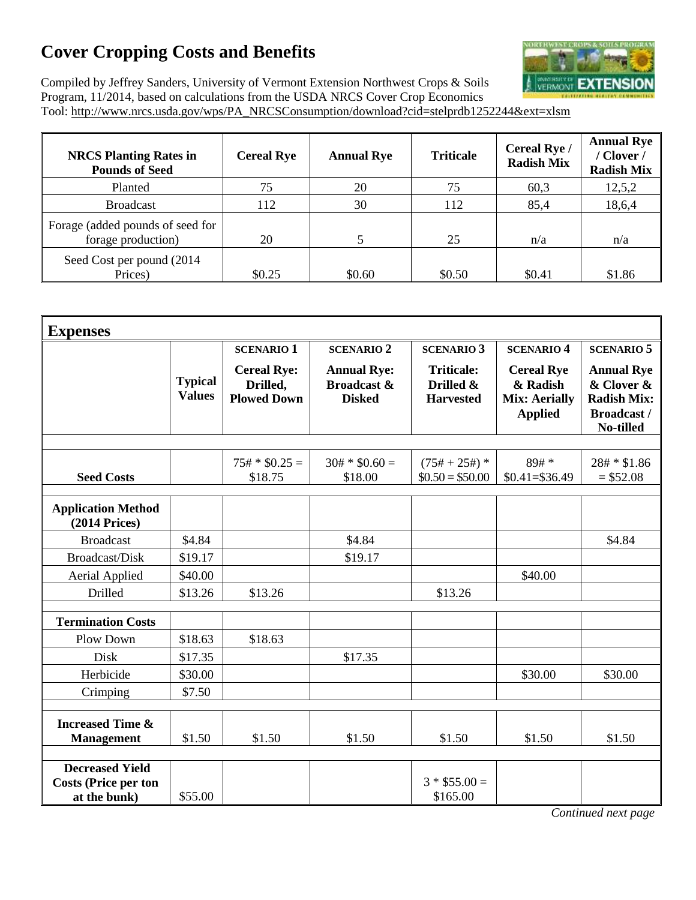# Cover Cropping Costs and Benefits

Compiled by Jeffrey Sanders, University of Vermont Extension Northwest Crops & Soils Program, 11/2014, based on calculations from the USDA NRCS Cover Crop Economics Tool: http://www.nrcs.usda.gov/wps/PA_NRCSConsumption/download?cid=stelprdb1252244&ext=xlsm

| NRCS Planting Rates in Pounds of Seed | Cereal Rye | Annual Rye | Triticale | Cereal Rye / Radish Mix | Annual Rye / Clover / Radish Mix |
|---|---|---|---|---|---|
| Planted | 75 | 20 | 75 | 60,3 | 12,5,2 |
| Broadcast | 112 | 30 | 112 | 85,4 | 18,6,4 |
| Forage (added pounds of seed for forage production) | 20 | 5 | 25 | n/a | n/a |
| Seed Cost per pound (2014 Prices) | $0.25 | $0.60 | $0.50 | $0.41 | $1.86 |

## Expenses

| | Typical Values | SCENARIO 1 Cereal Rye: Drilled, Plowed Down | SCENARIO 2 Annual Rye: Broadcast & Disked | SCENARIO 3 Triticale: Drilled & Harvested | SCENARIO 4 Cereal Rye & Radish Mix: Aerially Applied | SCENARIO 5 Annual Rye & Clover & Radish Mix: Broadcast / No-tilled |
|---|---|---|---|---|---|---|
| **Seed Costs** | | 75# * $0.25 = $18.75 | 30# * $0.60 = $18.00 | (75# + 25#) * $0.50 = $50.00 | 89# * $0.41=$36.49 | 28# * $1.86 = $52.08 |
| **Application Method (2014 Prices)** | | | | | | |
| Broadcast | $4.84 | | $4.84 | | | $4.84 |
| Broadcast/Disk | $19.17 | | $19.17 | | | |
| Aerial Applied | $40.00 | | | | $40.00 | |
| Drilled | $13.26 | $13.26 | | $13.26 | | |
| **Termination Costs** | | | | | | |
| Plow Down | $18.63 | $18.63 | | | | |
| Disk | $17.35 | | $17.35 | | | |
| Herbicide | $30.00 | | | | $30.00 | $30.00 |
| Crimping | $7.50 | | | | | |
| **Increased Time & Management** | $1.50 | $1.50 | $1.50 | $1.50 | $1.50 | $1.50 |
| **Decreased Yield Costs (Price per ton at the bunk)** | $55.00 | | | 3 * $55.00 = $165.00 | | |

*Continued next page*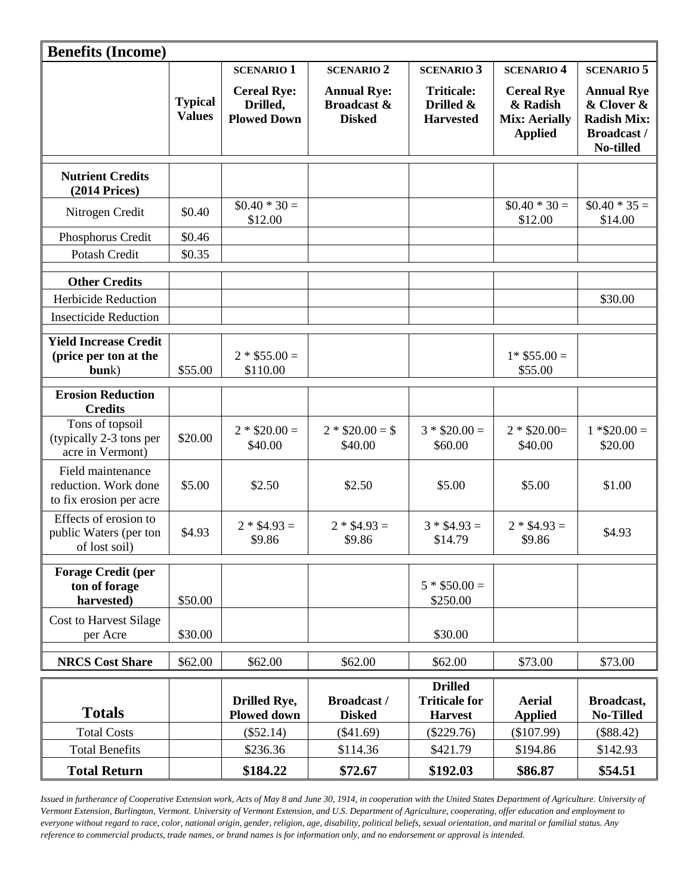| Benefits (Income) | | | | | | |
|---|---|---|---|---|---|---|
| | | **SCENARIO 1** | **SCENARIO 2** | **SCENARIO 3** | **SCENARIO 4** | **SCENARIO 5** |
| | **Typical Values** | **Cereal Rye: Drilled, Plowed Down** | **Annual Rye: Broadcast & Disked** | **Triticale: Drilled & Harvested** | **Cereal Rye & Radish Mix: Aerially Applied** | **Annual Rye & Clover & Radish Mix: Broadcast / No-tilled** |
| **Nutrient Credits (2014 Prices)** | | | | | | |
| Nitrogen Credit | $0.40 | $0.40 * 30 = $12.00 | | | $0.40 * 30 = $12.00 | $0.40 * 35 = $14.00 |
| Phosphorus Credit | $0.46 | | | | | |
| Potash Credit | $0.35 | | | | | |
| **Other Credits** | | | | | | |
| Herbicide Reduction | | | | | | $30.00 |
| Insecticide Reduction | | | | | | |
| **Yield Increase Credit (price per ton at the bunk)** | $55.00 | 2 * $55.00 = $110.00 | | | 1* $55.00 = $55.00 | |
| **Erosion Reduction Credits** | | | | | | |
| Tons of topsoil (typically 2-3 tons per acre in Vermont) | $20.00 | 2 * $20.00 = $40.00 | 2 * $20.00 = $ $40.00 | 3 * $20.00 = $60.00 | 2 * $20.00= $40.00 | 1 *$20.00 = $20.00 |
| Field maintenance reduction. Work done to fix erosion per acre | $5.00 | $2.50 | $2.50 | $5.00 | $5.00 | $1.00 |
| Effects of erosion to public Waters (per ton of lost soil) | $4.93 | 2 * $4.93 = $9.86 | 2 * $4.93 = $9.86 | 3 * $4.93 = $14.79 | 2 * $4.93 = $9.86 | $4.93 |
| **Forage Credit (per ton of forage harvested)** | $50.00 | | | 5 * $50.00 = $250.00 | | |
| Cost to Harvest Silage per Acre | $30.00 | | | $30.00 | | |
| **NRCS Cost Share** | $62.00 | $62.00 | $62.00 | $62.00 | $73.00 | $73.00 |

| **Totals** | | **Drilled Rye, Plowed down** | **Broadcast / Disked** | **Drilled Triticale for Harvest** | **Aerial Applied** | **Broadcast, No-Tilled** |
|---|---|---|---|---|---|---|
| Total Costs | | ($52.14) | ($41.69) | ($229.76) | ($107.99) | ($88.42) |
| Total Benefits | | $236.36 | $114.36 | $421.79 | $194.86 | $142.93 |
| **Total Return** | | **$184.22** | **$72.67** | **$192.03** | **$86.87** | **$54.51** |

*Issued in furtherance of Cooperative Extension work, Acts of May 8 and June 30, 1914, in cooperation with the United States Department of Agriculture. University of Vermont Extension, Burlington, Vermont. University of Vermont Extension, and U.S. Department of Agriculture, cooperating, offer education and employment to everyone without regard to race, color, national origin, gender, religion, age, disability, political beliefs, sexual orientation, and marital or familial status. Any reference to commercial products, trade names, or brand names is for information only, and no endorsement or approval is intended.*